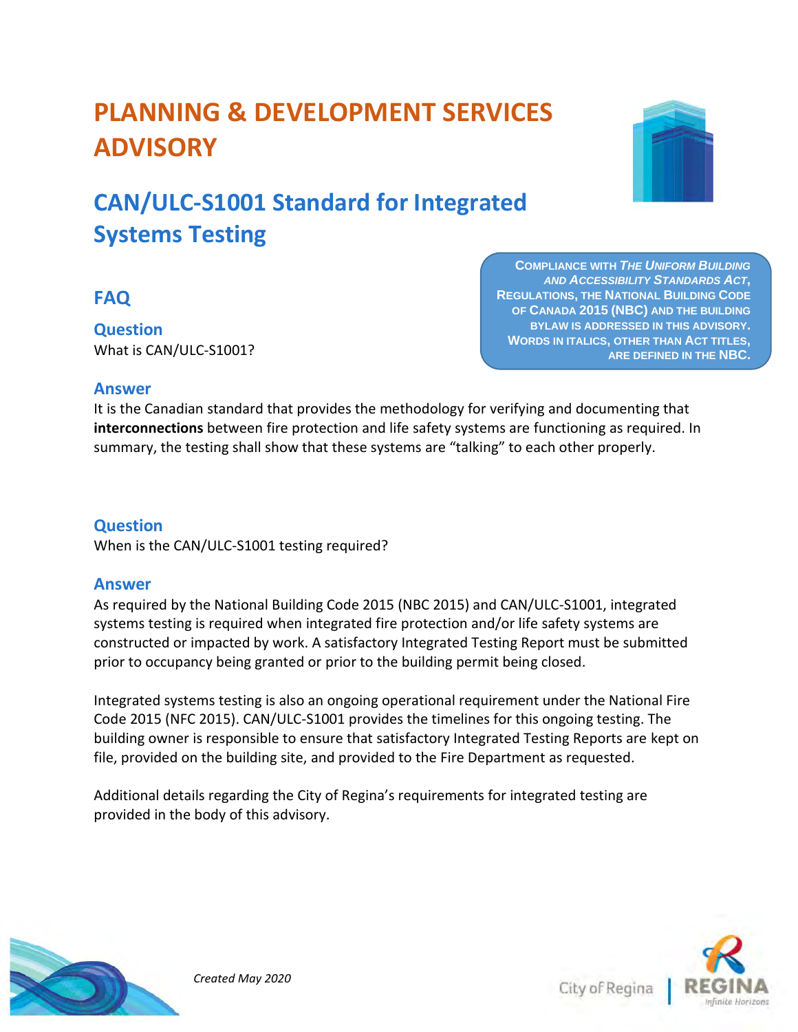# PLANNING & DEVELOPMENT SERVICES ADVISORY

## CAN/ULC-S1001 Standard for Integrated Systems Testing

COMPLIANCE WITH *THE UNIFORM BUILDING AND ACCESSIBILITY STANDARDS ACT*, REGULATIONS, THE NATIONAL BUILDING CODE OF CANADA 2015 (NBC) AND THE BUILDING BYLAW IS ADDRESSED IN THIS ADVISORY. WORDS IN ITALICS, OTHER THAN ACT TITLES, ARE DEFINED IN THE NBC.

### FAQ

#### Question

What is CAN/ULC-S1001?

#### Answer

It is the Canadian standard that provides the methodology for verifying and documenting that **interconnections** between fire protection and life safety systems are functioning as required. In summary, the testing shall show that these systems are "talking" to each other properly.

#### Question

When is the CAN/ULC-S1001 testing required?

#### Answer

As required by the National Building Code 2015 (NBC 2015) and CAN/ULC-S1001, integrated systems testing is required when integrated fire protection and/or life safety systems are constructed or impacted by work. A satisfactory Integrated Testing Report must be submitted prior to occupancy being granted or prior to the building permit being closed.

Integrated systems testing is also an ongoing operational requirement under the National Fire Code 2015 (NFC 2015). CAN/ULC-S1001 provides the timelines for this ongoing testing. The building owner is responsible to ensure that satisfactory Integrated Testing Reports are kept on file, provided on the building site, and provided to the Fire Department as requested.

Additional details regarding the City of Regina's requirements for integrated testing are provided in the body of this advisory.

*Created May 2020*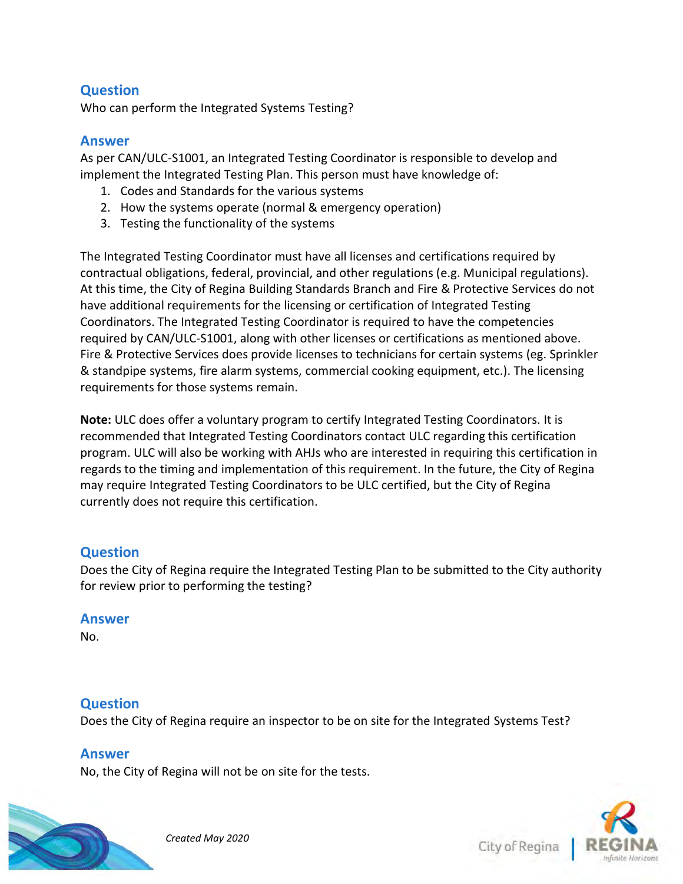## Question

Who can perform the Integrated Systems Testing?

## Answer

As per CAN/ULC-S1001, an Integrated Testing Coordinator is responsible to develop and implement the Integrated Testing Plan. This person must have knowledge of:

1. Codes and Standards for the various systems
2. How the systems operate (normal & emergency operation)
3. Testing the functionality of the systems

The Integrated Testing Coordinator must have all licenses and certifications required by contractual obligations, federal, provincial, and other regulations (e.g. Municipal regulations). At this time, the City of Regina Building Standards Branch and Fire & Protective Services do not have additional requirements for the licensing or certification of Integrated Testing Coordinators. The Integrated Testing Coordinator is required to have the competencies required by CAN/ULC-S1001, along with other licenses or certifications as mentioned above. Fire & Protective Services does provide licenses to technicians for certain systems (eg. Sprinkler & standpipe systems, fire alarm systems, commercial cooking equipment, etc.). The licensing requirements for those systems remain.

**Note:** ULC does offer a voluntary program to certify Integrated Testing Coordinators. It is recommended that Integrated Testing Coordinators contact ULC regarding this certification program. ULC will also be working with AHJs who are interested in requiring this certification in regards to the timing and implementation of this requirement. In the future, the City of Regina may require Integrated Testing Coordinators to be ULC certified, but the City of Regina currently does not require this certification.

## Question

Does the City of Regina require the Integrated Testing Plan to be submitted to the City authority for review prior to performing the testing?

## Answer

No.

## Question

Does the City of Regina require an inspector to be on site for the Integrated Systems Test?

## Answer

No, the City of Regina will not be on site for the tests.

*Created May 2020*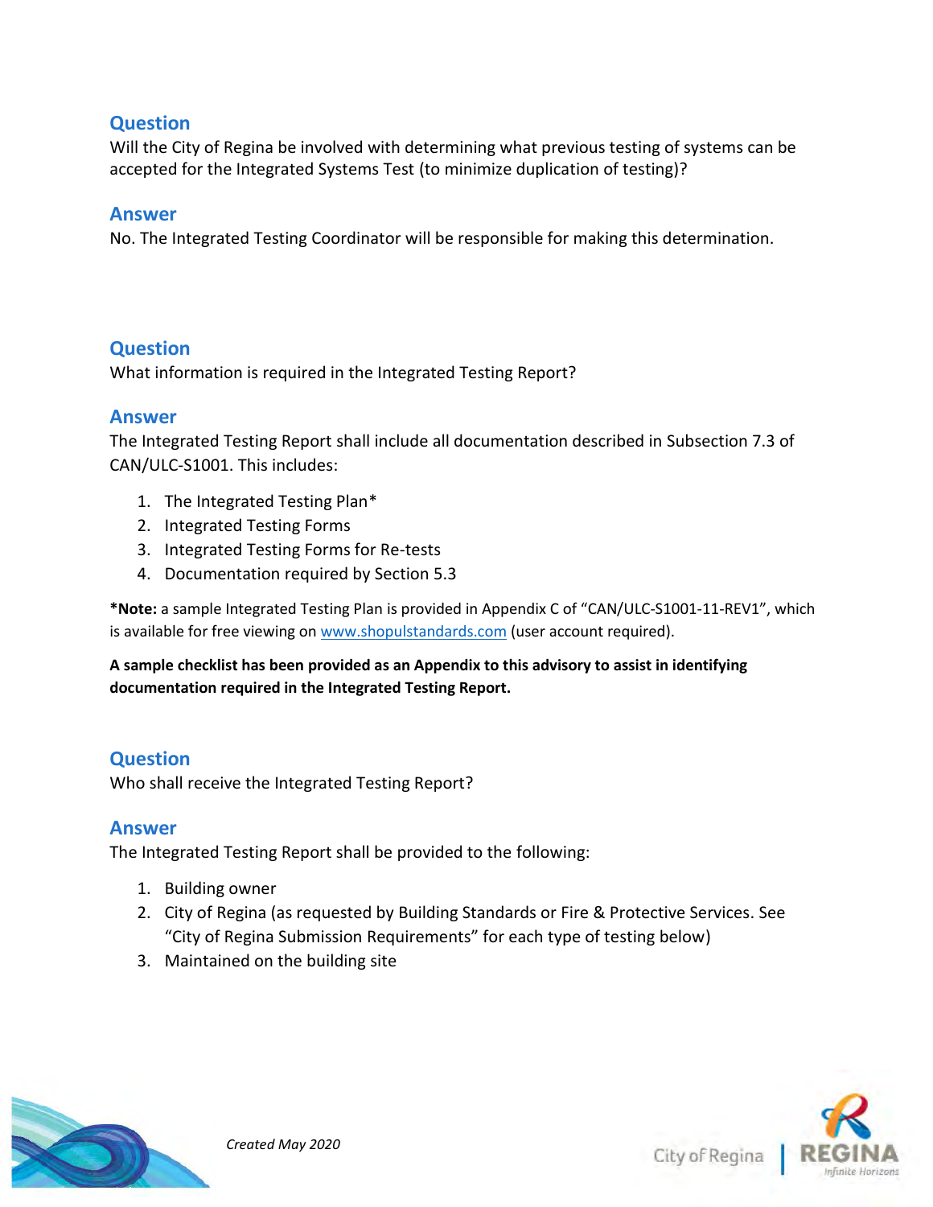### Question

Will the City of Regina be involved with determining what previous testing of systems can be accepted for the Integrated Systems Test (to minimize duplication of testing)?

### Answer

No. The Integrated Testing Coordinator will be responsible for making this determination.

### Question

What information is required in the Integrated Testing Report?

### Answer

The Integrated Testing Report shall include all documentation described in Subsection 7.3 of CAN/ULC-S1001. This includes:

1. The Integrated Testing Plan*
2. Integrated Testing Forms
3. Integrated Testing Forms for Re-tests
4. Documentation required by Section 5.3

**\*Note:** a sample Integrated Testing Plan is provided in Appendix C of "CAN/ULC-S1001-11-REV1", which is available for free viewing on [www.shopulstandards.com](http://www.shopulstandards.com) (user account required).

**A sample checklist has been provided as an Appendix to this advisory to assist in identifying documentation required in the Integrated Testing Report.**

### Question

Who shall receive the Integrated Testing Report?

### Answer

The Integrated Testing Report shall be provided to the following:

1. Building owner
2. City of Regina (as requested by Building Standards or Fire & Protective Services. See "City of Regina Submission Requirements" for each type of testing below)
3. Maintained on the building site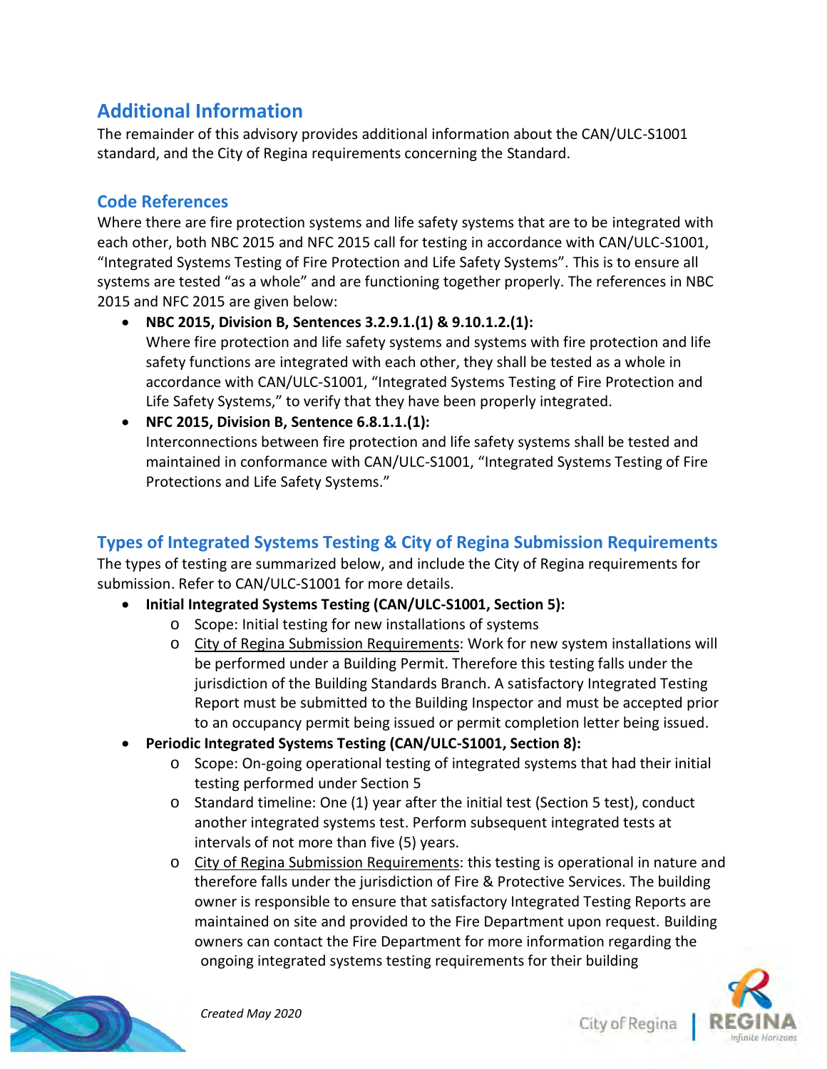## Additional Information

The remainder of this advisory provides additional information about the CAN/ULC-S1001 standard, and the City of Regina requirements concerning the Standard.

### Code References

Where there are fire protection systems and life safety systems that are to be integrated with each other, both NBC 2015 and NFC 2015 call for testing in accordance with CAN/ULC-S1001, “Integrated Systems Testing of Fire Protection and Life Safety Systems”. This is to ensure all systems are tested “as a whole” and are functioning together properly. The references in NBC 2015 and NFC 2015 are given below:

- **NBC 2015, Division B, Sentences 3.2.9.1.(1) & 9.10.1.2.(1):**
  Where fire protection and life safety systems and systems with fire protection and life safety functions are integrated with each other, they shall be tested as a whole in accordance with CAN/ULC-S1001, “Integrated Systems Testing of Fire Protection and Life Safety Systems,” to verify that they have been properly integrated.
- **NFC 2015, Division B, Sentence 6.8.1.1.(1):**
  Interconnections between fire protection and life safety systems shall be tested and maintained in conformance with CAN/ULC-S1001, “Integrated Systems Testing of Fire Protections and Life Safety Systems.”

### Types of Integrated Systems Testing & City of Regina Submission Requirements

The types of testing are summarized below, and include the City of Regina requirements for submission. Refer to CAN/ULC-S1001 for more details.

- **Initial Integrated Systems Testing (CAN/ULC-S1001, Section 5):**
  - Scope: Initial testing for new installations of systems
  - City of Regina Submission Requirements: Work for new system installations will be performed under a Building Permit. Therefore this testing falls under the jurisdiction of the Building Standards Branch. A satisfactory Integrated Testing Report must be submitted to the Building Inspector and must be accepted prior to an occupancy permit being issued or permit completion letter being issued.
- **Periodic Integrated Systems Testing (CAN/ULC-S1001, Section 8):**
  - Scope: On-going operational testing of integrated systems that had their initial testing performed under Section 5
  - Standard timeline: One (1) year after the initial test (Section 5 test), conduct another integrated systems test. Perform subsequent integrated tests at intervals of not more than five (5) years.
  - City of Regina Submission Requirements: this testing is operational in nature and therefore falls under the jurisdiction of Fire & Protective Services. The building owner is responsible to ensure that satisfactory Integrated Testing Reports are maintained on site and provided to the Fire Department upon request. Building owners can contact the Fire Department for more information regarding the ongoing integrated systems testing requirements for their building

*Created May 2020*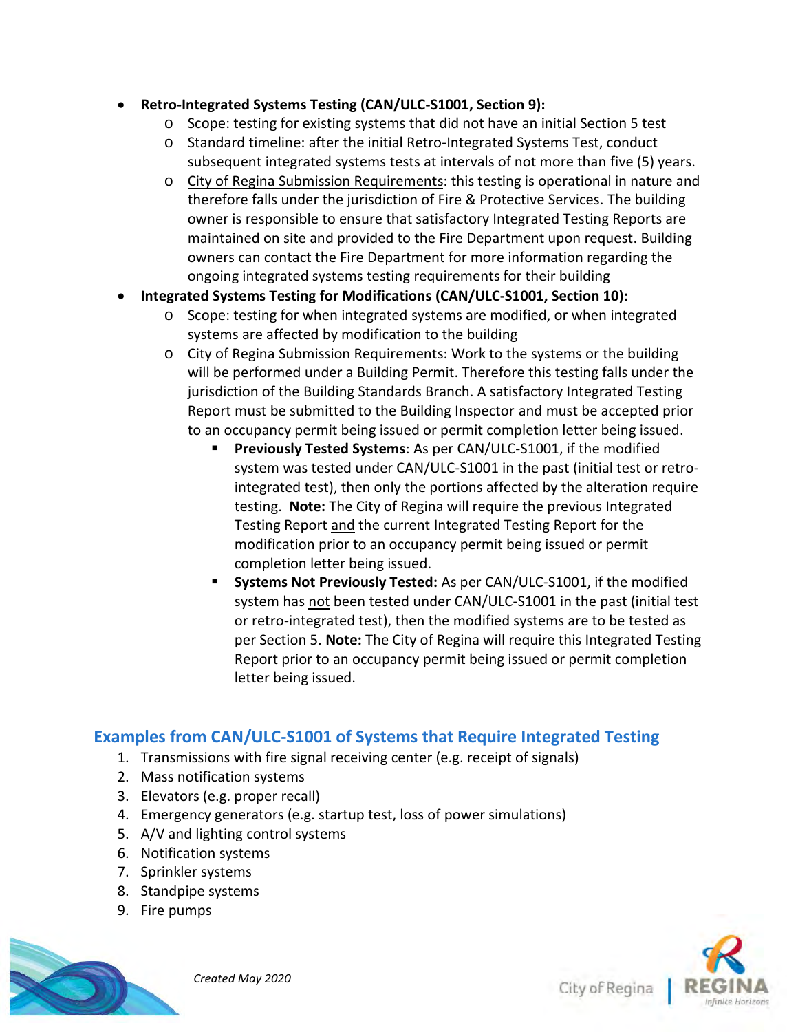- **Retro-Integrated Systems Testing (CAN/ULC-S1001, Section 9):**
  - Scope: testing for existing systems that did not have an initial Section 5 test
  - Standard timeline: after the initial Retro-Integrated Systems Test, conduct subsequent integrated systems tests at intervals of not more than five (5) years.
  - City of Regina Submission Requirements: this testing is operational in nature and therefore falls under the jurisdiction of Fire & Protective Services. The building owner is responsible to ensure that satisfactory Integrated Testing Reports are maintained on site and provided to the Fire Department upon request. Building owners can contact the Fire Department for more information regarding the ongoing integrated systems testing requirements for their building
- **Integrated Systems Testing for Modifications (CAN/ULC-S1001, Section 10):**
  - Scope: testing for when integrated systems are modified, or when integrated systems are affected by modification to the building
  - City of Regina Submission Requirements: Work to the systems or the building will be performed under a Building Permit. Therefore this testing falls under the jurisdiction of the Building Standards Branch. A satisfactory Integrated Testing Report must be submitted to the Building Inspector and must be accepted prior to an occupancy permit being issued or permit completion letter being issued.
    - **Previously Tested Systems**: As per CAN/ULC-S1001, if the modified system was tested under CAN/ULC-S1001 in the past (initial test or retro-integrated test), then only the portions affected by the alteration require testing. **Note:** The City of Regina will require the previous Integrated Testing Report and the current Integrated Testing Report for the modification prior to an occupancy permit being issued or permit completion letter being issued.
    - **Systems Not Previously Tested:** As per CAN/ULC-S1001, if the modified system has not been tested under CAN/ULC-S1001 in the past (initial test or retro-integrated test), then the modified systems are to be tested as per Section 5. **Note:** The City of Regina will require this Integrated Testing Report prior to an occupancy permit being issued or permit completion letter being issued.

## Examples from CAN/ULC-S1001 of Systems that Require Integrated Testing

1. Transmissions with fire signal receiving center (e.g. receipt of signals)
2. Mass notification systems
3. Elevators (e.g. proper recall)
4. Emergency generators (e.g. startup test, loss of power simulations)
5. A/V and lighting control systems
6. Notification systems
7. Sprinkler systems
8. Standpipe systems
9. Fire pumps

*Created May 2020*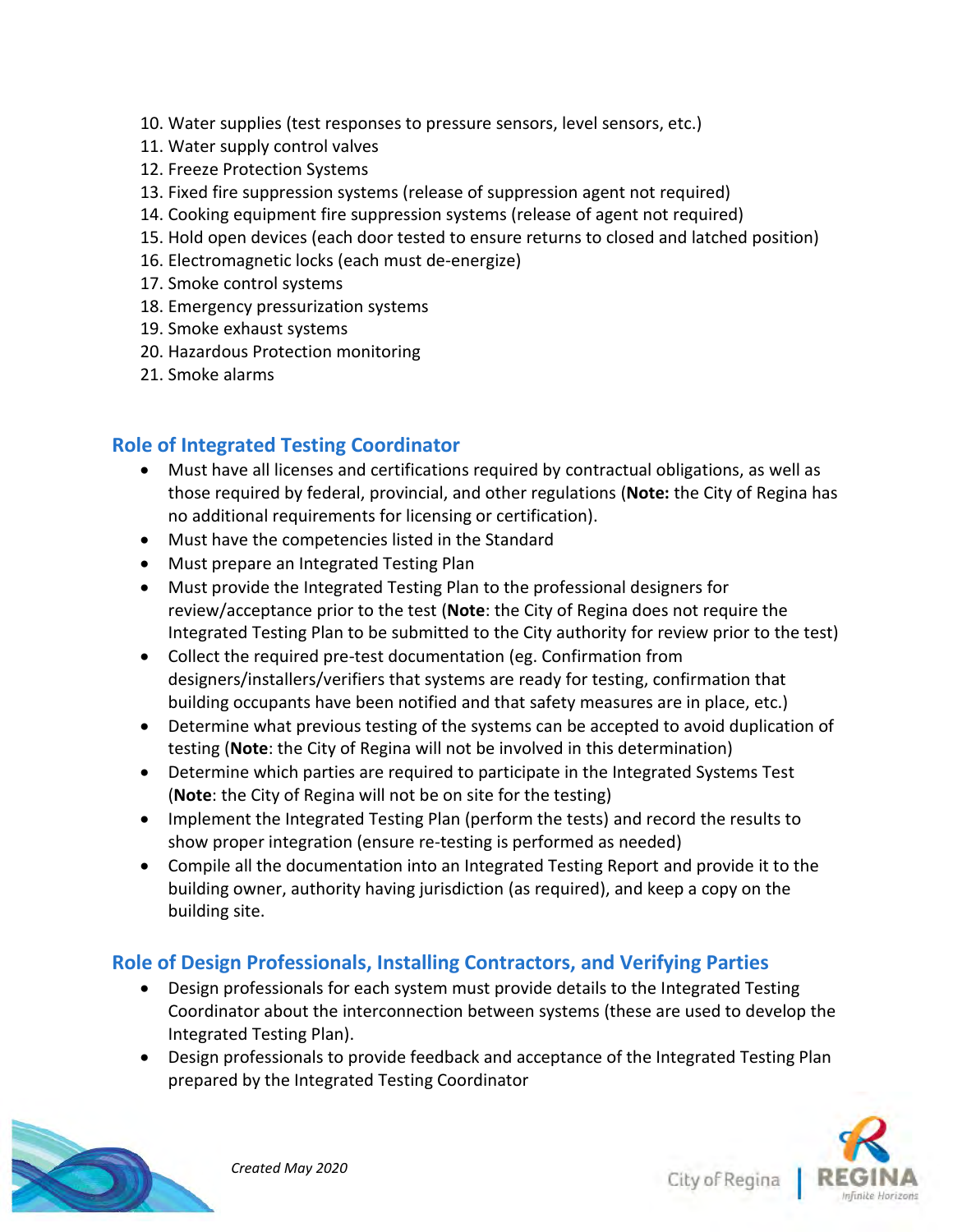10. Water supplies (test responses to pressure sensors, level sensors, etc.)
11. Water supply control valves
12. Freeze Protection Systems
13. Fixed fire suppression systems (release of suppression agent not required)
14. Cooking equipment fire suppression systems (release of agent not required)
15. Hold open devices (each door tested to ensure returns to closed and latched position)
16. Electromagnetic locks (each must de-energize)
17. Smoke control systems
18. Emergency pressurization systems
19. Smoke exhaust systems
20. Hazardous Protection monitoring
21. Smoke alarms

## Role of Integrated Testing Coordinator

- Must have all licenses and certifications required by contractual obligations, as well as those required by federal, provincial, and other regulations (**Note:** the City of Regina has no additional requirements for licensing or certification).
- Must have the competencies listed in the Standard
- Must prepare an Integrated Testing Plan
- Must provide the Integrated Testing Plan to the professional designers for review/acceptance prior to the test (**Note**: the City of Regina does not require the Integrated Testing Plan to be submitted to the City authority for review prior to the test)
- Collect the required pre-test documentation (eg. Confirmation from designers/installers/verifiers that systems are ready for testing, confirmation that building occupants have been notified and that safety measures are in place, etc.)
- Determine what previous testing of the systems can be accepted to avoid duplication of testing (**Note**: the City of Regina will not be involved in this determination)
- Determine which parties are required to participate in the Integrated Systems Test (**Note**: the City of Regina will not be on site for the testing)
- Implement the Integrated Testing Plan (perform the tests) and record the results to show proper integration (ensure re-testing is performed as needed)
- Compile all the documentation into an Integrated Testing Report and provide it to the building owner, authority having jurisdiction (as required), and keep a copy on the building site.

## Role of Design Professionals, Installing Contractors, and Verifying Parties

- Design professionals for each system must provide details to the Integrated Testing Coordinator about the interconnection between systems (these are used to develop the Integrated Testing Plan).
- Design professionals to provide feedback and acceptance of the Integrated Testing Plan prepared by the Integrated Testing Coordinator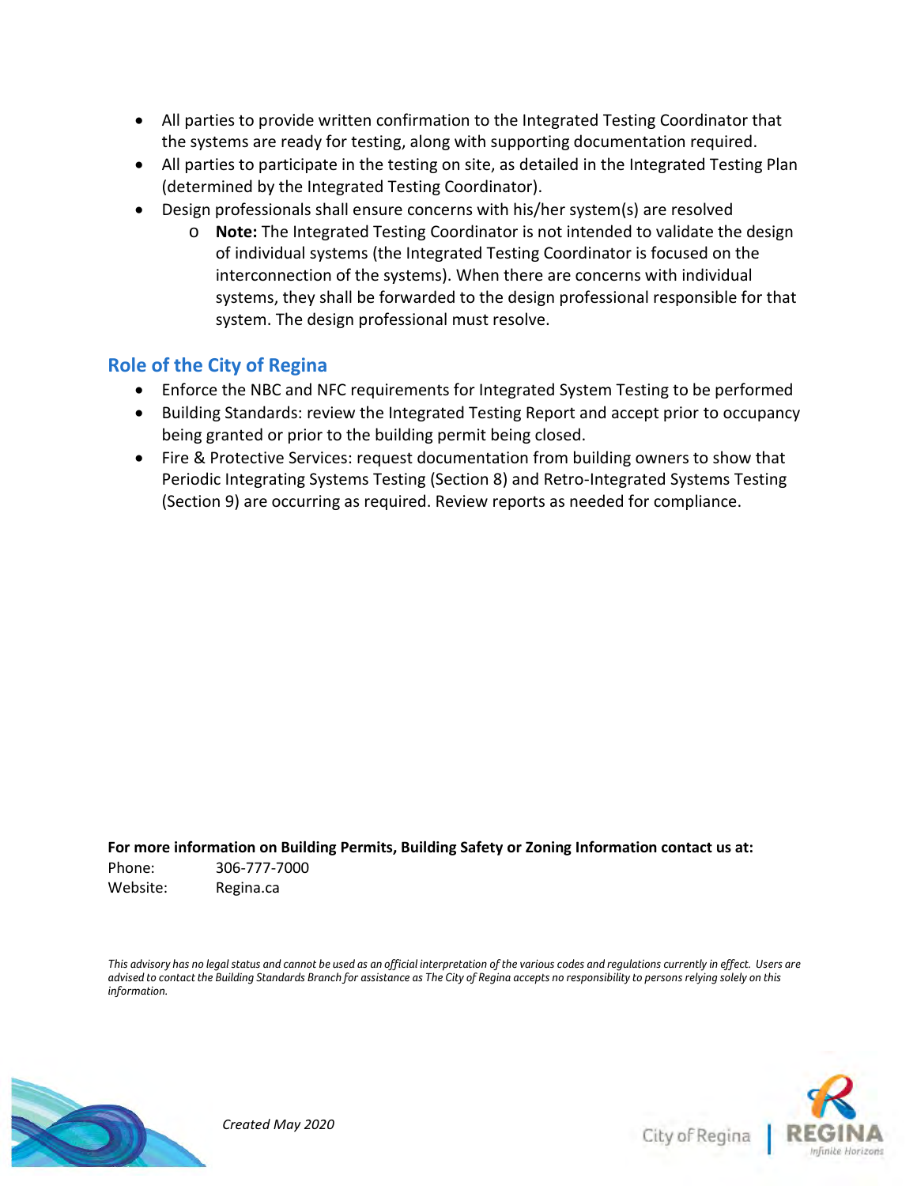- All parties to provide written confirmation to the Integrated Testing Coordinator that the systems are ready for testing, along with supporting documentation required.
- All parties to participate in the testing on site, as detailed in the Integrated Testing Plan (determined by the Integrated Testing Coordinator).
- Design professionals shall ensure concerns with his/her system(s) are resolved
    - **Note:** The Integrated Testing Coordinator is not intended to validate the design of individual systems (the Integrated Testing Coordinator is focused on the interconnection of the systems). When there are concerns with individual systems, they shall be forwarded to the design professional responsible for that system. The design professional must resolve.

## Role of the City of Regina

- Enforce the NBC and NFC requirements for Integrated System Testing to be performed
- Building Standards: review the Integrated Testing Report and accept prior to occupancy being granted or prior to the building permit being closed.
- Fire & Protective Services: request documentation from building owners to show that Periodic Integrating Systems Testing (Section 8) and Retro-Integrated Systems Testing (Section 9) are occurring as required. Review reports as needed for compliance.

**For more information on Building Permits, Building Safety or Zoning Information contact us at:**

Phone: 306-777-7000
Website: Regina.ca

*This advisory has no legal status and cannot be used as an official interpretation of the various codes and regulations currently in effect. Users are advised to contact the Building Standards Branch for assistance as The City of Regina accepts no responsibility to persons relying solely on this information.*

*Created May 2020*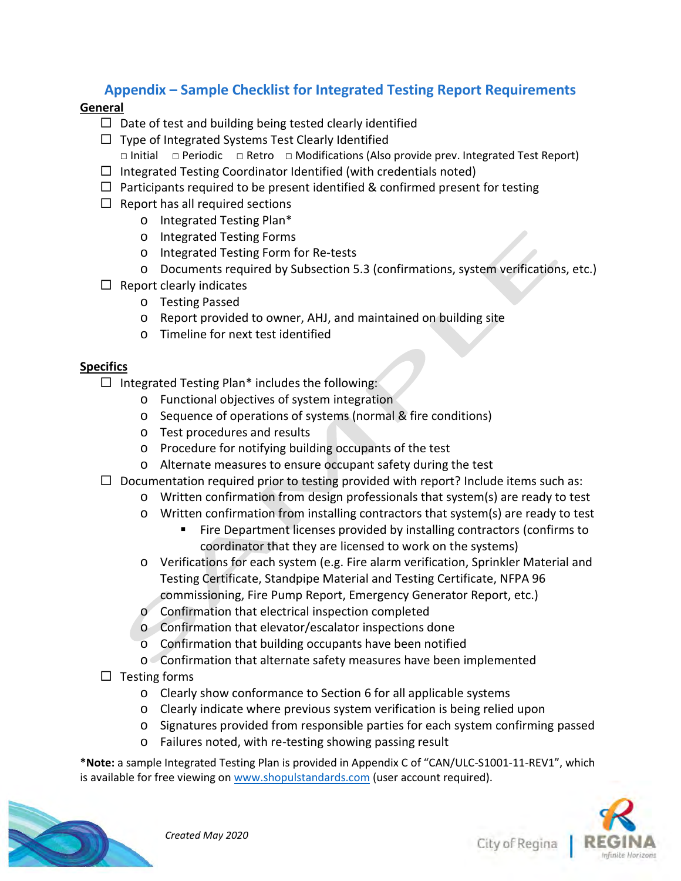## Appendix – Sample Checklist for Integrated Testing Report Requirements

**General**

- ☐ Date of test and building being tested clearly identified
- ☐ Type of Integrated Systems Test Clearly Identified
  - □ Initial □ Periodic □ Retro □ Modifications (Also provide prev. Integrated Test Report)
- ☐ Integrated Testing Coordinator Identified (with credentials noted)
- ☐ Participants required to be present identified & confirmed present for testing
- ☐ Report has all required sections
  - Integrated Testing Plan*
  - Integrated Testing Forms
  - Integrated Testing Form for Re-tests
  - Documents required by Subsection 5.3 (confirmations, system verifications, etc.)
- ☐ Report clearly indicates
  - Testing Passed
  - Report provided to owner, AHJ, and maintained on building site
  - Timeline for next test identified

**Specifics**

- ☐ Integrated Testing Plan* includes the following:
  - Functional objectives of system integration
  - Sequence of operations of systems (normal & fire conditions)
  - Test procedures and results
  - Procedure for notifying building occupants of the test
  - Alternate measures to ensure occupant safety during the test
- ☐ Documentation required prior to testing provided with report? Include items such as:
  - Written confirmation from design professionals that system(s) are ready to test
  - Written confirmation from installing contractors that system(s) are ready to test
    - Fire Department licenses provided by installing contractors (confirms to coordinator that they are licensed to work on the systems)
  - Verifications for each system (e.g. Fire alarm verification, Sprinkler Material and Testing Certificate, Standpipe Material and Testing Certificate, NFPA 96 commissioning, Fire Pump Report, Emergency Generator Report, etc.)
  - Confirmation that electrical inspection completed
  - Confirmation that elevator/escalator inspections done
  - Confirmation that building occupants have been notified
  - Confirmation that alternate safety measures have been implemented
- ☐ Testing forms
  - Clearly show conformance to Section 6 for all applicable systems
  - Clearly indicate where previous system verification is being relied upon
  - Signatures provided from responsible parties for each system confirming passed
  - Failures noted, with re-testing showing passing result

***Note:** a sample Integrated Testing Plan is provided in Appendix C of "CAN/ULC-S1001-11-REV1", which is available for free viewing on [www.shopulstandards.com](www.shopulstandards.com) (user account required).

*Created May 2020*